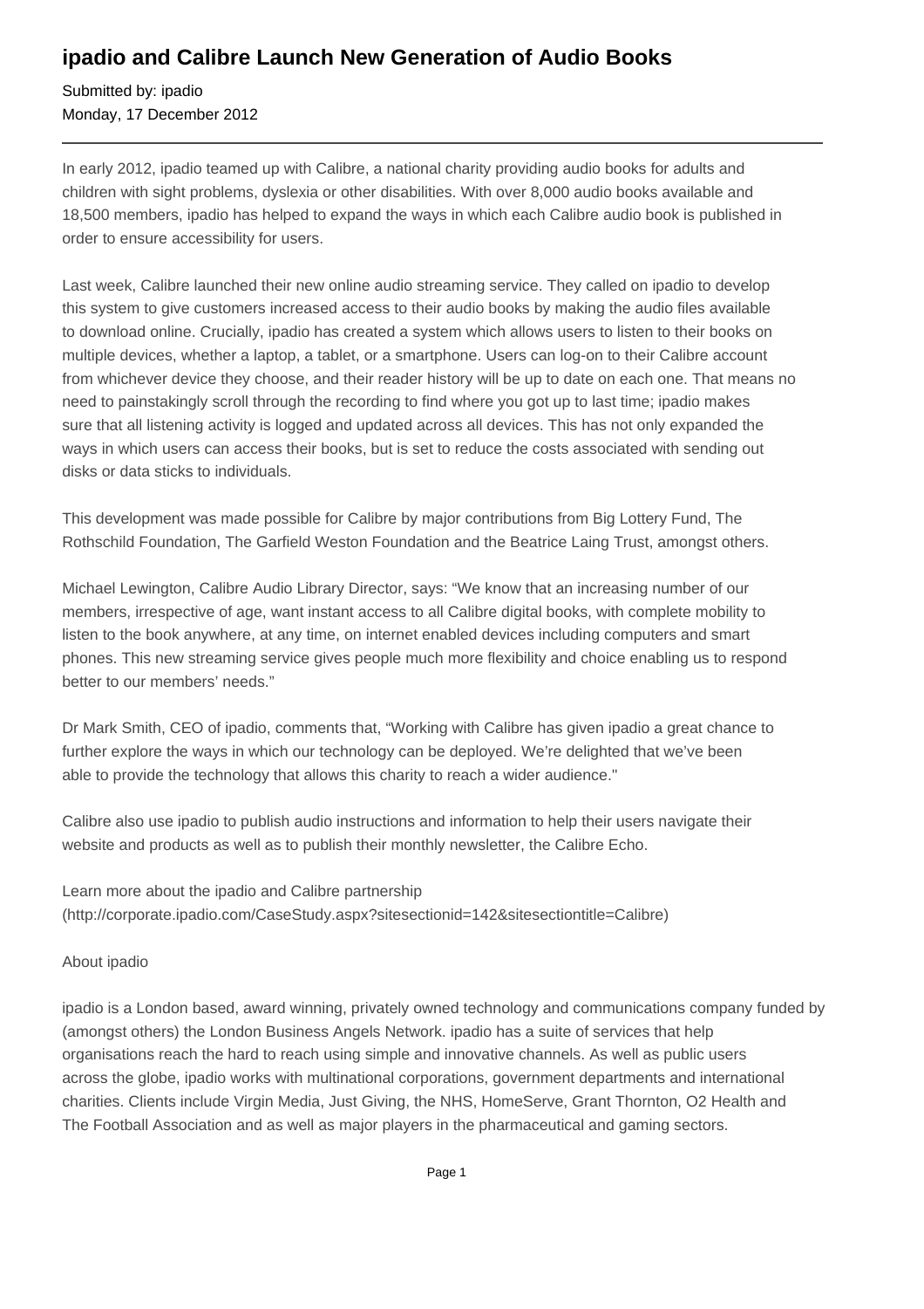# ipadio and Calibre Launch New Generation of Audio Books

Submitted by: ipadio
Monday, 17 December 2012

---

In early 2012, ipadio teamed up with Calibre, a national charity providing audio books for adults and children with sight problems, dyslexia or other disabilities. With over 8,000 audio books available and 18,500 members, ipadio has helped to expand the ways in which each Calibre audio book is published in order to ensure accessibility for users.

Last week, Calibre launched their new online audio streaming service. They called on ipadio to develop this system to give customers increased access to their audio books by making the audio files available to download online. Crucially, ipadio has created a system which allows users to listen to their books on multiple devices, whether a laptop, a tablet, or a smartphone. Users can log-on to their Calibre account from whichever device they choose, and their reader history will be up to date on each one. That means no need to painstakingly scroll through the recording to find where you got up to last time; ipadio makes sure that all listening activity is logged and updated across all devices. This has not only expanded the ways in which users can access their books, but is set to reduce the costs associated with sending out disks or data sticks to individuals.

This development was made possible for Calibre by major contributions from Big Lottery Fund, The Rothschild Foundation, The Garfield Weston Foundation and the Beatrice Laing Trust, amongst others.

Michael Lewington, Calibre Audio Library Director, says: "We know that an increasing number of our members, irrespective of age, want instant access to all Calibre digital books, with complete mobility to listen to the book anywhere, at any time, on internet enabled devices including computers and smart phones. This new streaming service gives people much more flexibility and choice enabling us to respond better to our members' needs."

Dr Mark Smith, CEO of ipadio, comments that, "Working with Calibre has given ipadio a great chance to further explore the ways in which our technology can be deployed. We're delighted that we've been able to provide the technology that allows this charity to reach a wider audience."

Calibre also use ipadio to publish audio instructions and information to help their users navigate their website and products as well as to publish their monthly newsletter, the Calibre Echo.

Learn more about the ipadio and Calibre partnership
(http://corporate.ipadio.com/CaseStudy.aspx?sitesectionid=142&sitesectiontitle=Calibre)

About ipadio

ipadio is a London based, award winning, privately owned technology and communications company funded by (amongst others) the London Business Angels Network. ipadio has a suite of services that help organisations reach the hard to reach using simple and innovative channels. As well as public users across the globe, ipadio works with multinational corporations, government departments and international charities. Clients include Virgin Media, Just Giving, the NHS, HomeServe, Grant Thornton, O2 Health and The Football Association and as well as major players in the pharmaceutical and gaming sectors.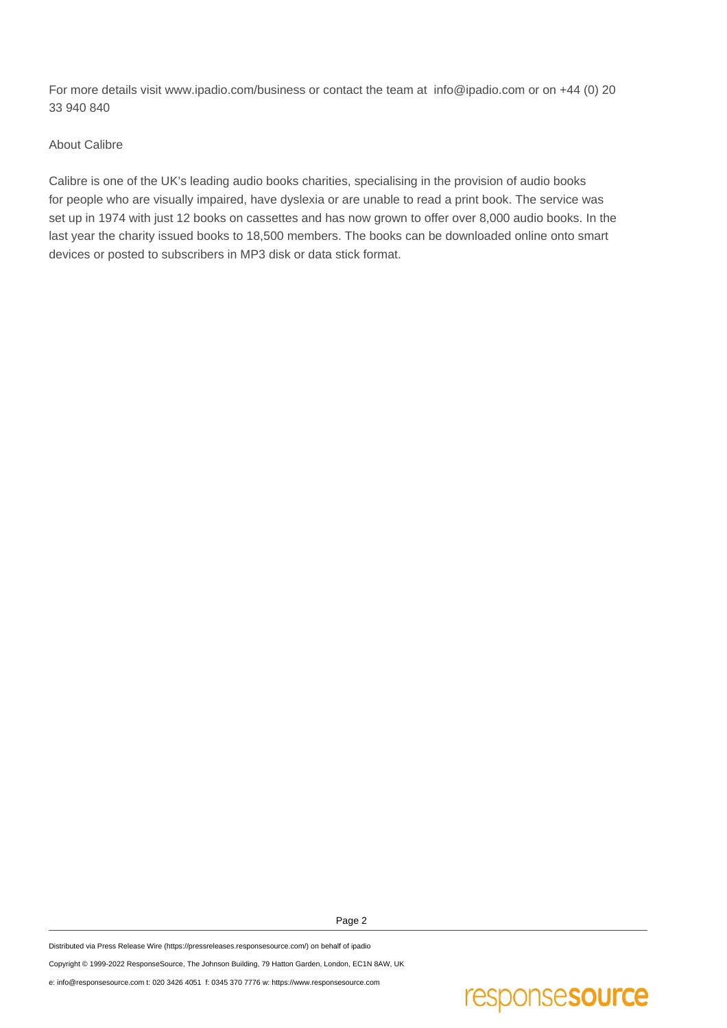For more details visit www.ipadio.com/business or contact the team at info@ipadio.com or on +44 (0) 20 33 940 840

About Calibre

Calibre is one of the UK's leading audio books charities, specialising in the provision of audio books for people who are visually impaired, have dyslexia or are unable to read a print book. The service was set up in 1974 with just 12 books on cassettes and has now grown to offer over 8,000 audio books. In the last year the charity issued books to 18,500 members. The books can be downloaded online onto smart devices or posted to subscribers in MP3 disk or data stick format.